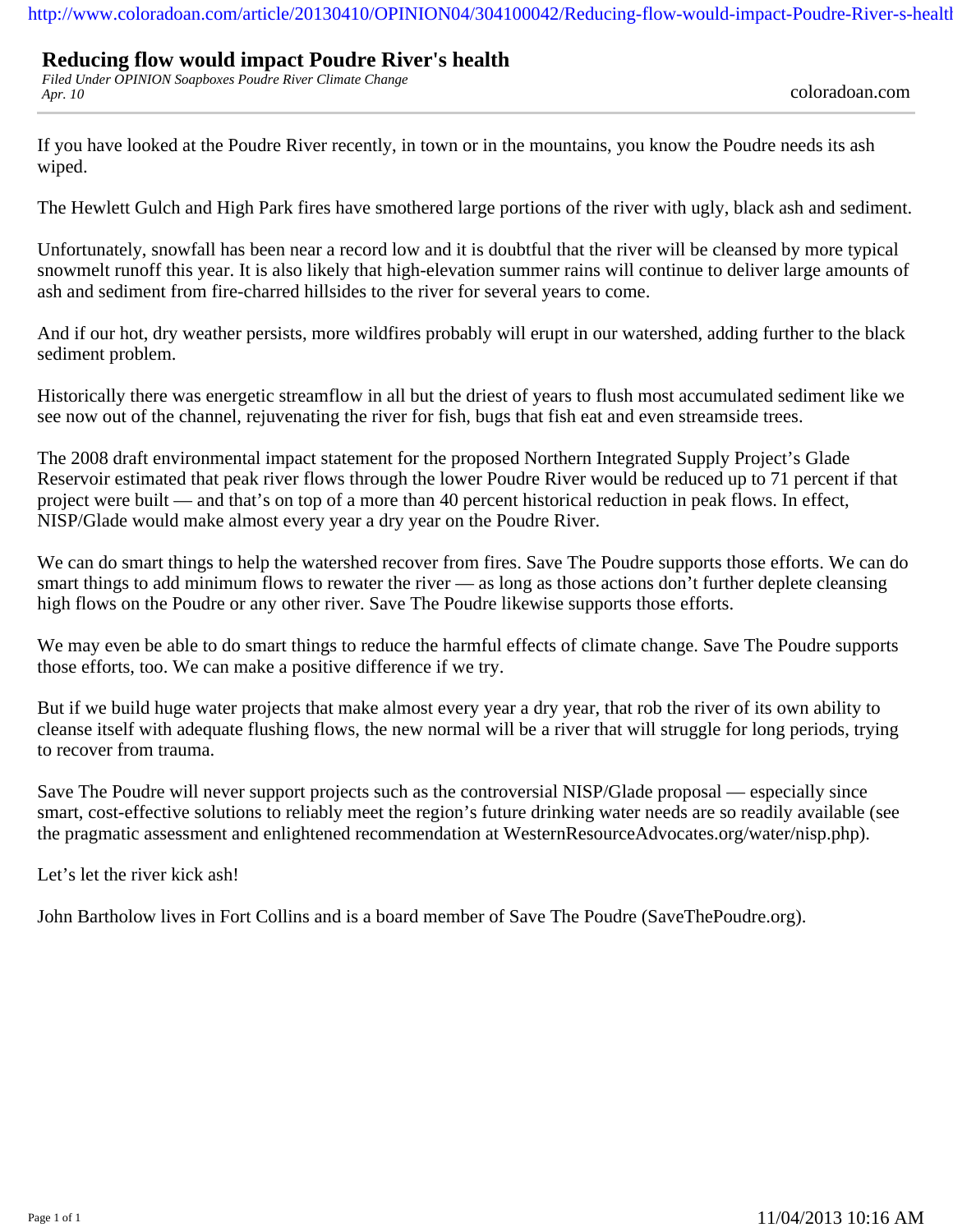# Reducing flow would impact Poudre River's health

*Filed Under OPINION Soapboxes Poudre River Climate Change*
*Apr. 10*

coloradoan.com

If you have looked at the Poudre River recently, in town or in the mountains, you know the Poudre needs its ash wiped.

The Hewlett Gulch and High Park fires have smothered large portions of the river with ugly, black ash and sediment.

Unfortunately, snowfall has been near a record low and it is doubtful that the river will be cleansed by more typical snowmelt runoff this year. It is also likely that high-elevation summer rains will continue to deliver large amounts of ash and sediment from fire-charred hillsides to the river for several years to come.

And if our hot, dry weather persists, more wildfires probably will erupt in our watershed, adding further to the black sediment problem.

Historically there was energetic streamflow in all but the driest of years to flush most accumulated sediment like we see now out of the channel, rejuvenating the river for fish, bugs that fish eat and even streamside trees.

The 2008 draft environmental impact statement for the proposed Northern Integrated Supply Project's Glade Reservoir estimated that peak river flows through the lower Poudre River would be reduced up to 71 percent if that project were built — and that's on top of a more than 40 percent historical reduction in peak flows. In effect, NISP/Glade would make almost every year a dry year on the Poudre River.

We can do smart things to help the watershed recover from fires. Save The Poudre supports those efforts. We can do smart things to add minimum flows to rewater the river — as long as those actions don't further deplete cleansing high flows on the Poudre or any other river. Save The Poudre likewise supports those efforts.

We may even be able to do smart things to reduce the harmful effects of climate change. Save The Poudre supports those efforts, too. We can make a positive difference if we try.

But if we build huge water projects that make almost every year a dry year, that rob the river of its own ability to cleanse itself with adequate flushing flows, the new normal will be a river that will struggle for long periods, trying to recover from trauma.

Save The Poudre will never support projects such as the controversial NISP/Glade proposal — especially since smart, cost-effective solutions to reliably meet the region's future drinking water needs are so readily available (see the pragmatic assessment and enlightened recommendation at WesternResourceAdvocates.org/water/nisp.php).

Let's let the river kick ash!

John Bartholow lives in Fort Collins and is a board member of Save The Poudre (SaveThePoudre.org).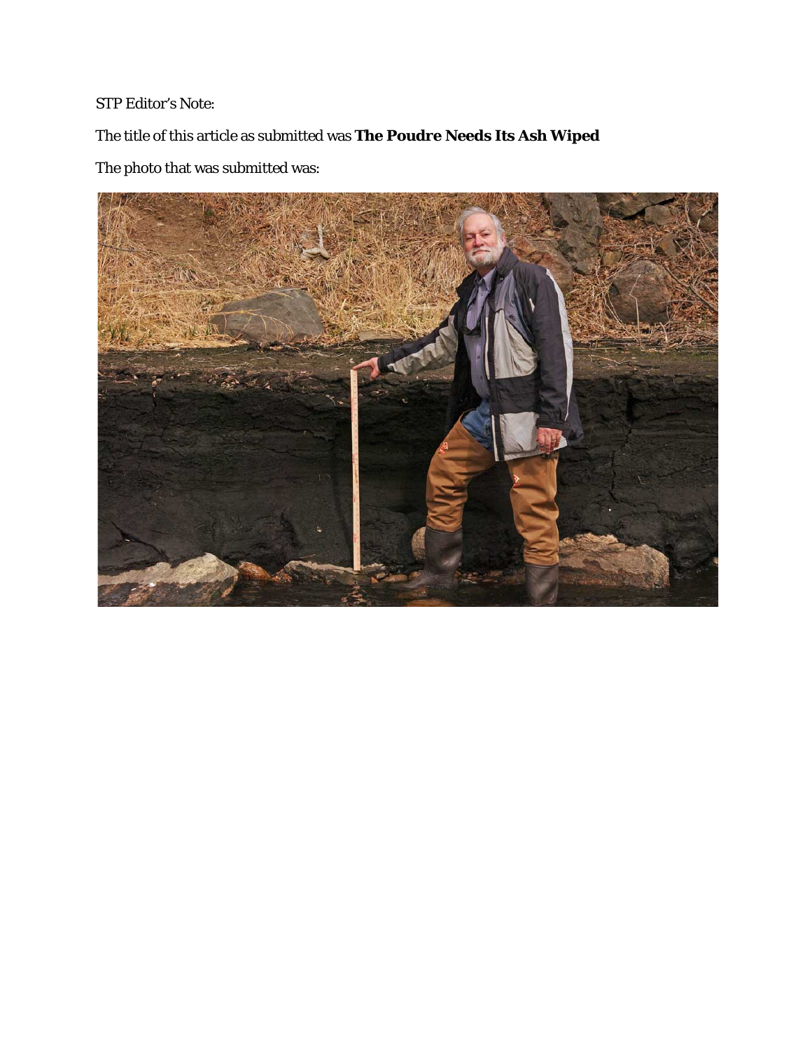STP Editor's Note:

The title of this article as submitted was **The Poudre Needs Its Ash Wiped**

The photo that was submitted was: